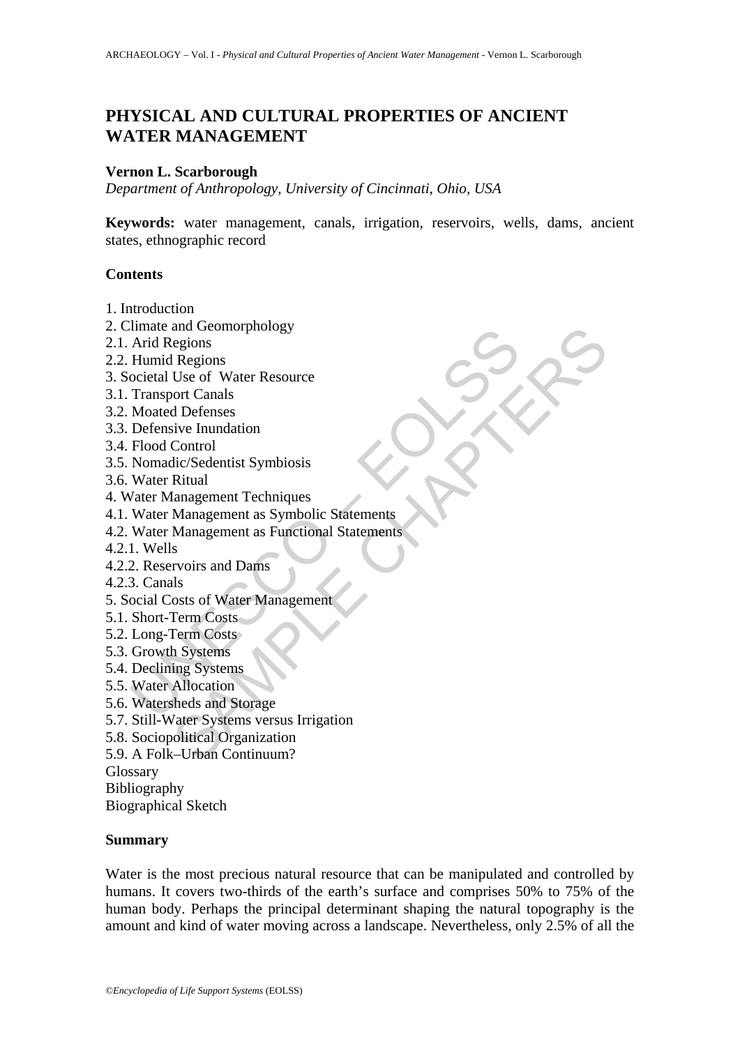# PHYSICAL AND CULTURAL PROPERTIES OF ANCIENT WATER MANAGEMENT

**Vernon L. Scarborough**

*Department of Anthropology, University of Cincinnati, Ohio, USA*

**Keywords:** water management, canals, irrigation, reservoirs, wells, dams, ancient states, ethnographic record

## Contents

1. Introduction
2. Climate and Geomorphology
2.1. Arid Regions
2.2. Humid Regions
3. Societal Use of Water Resource
3.1. Transport Canals
3.2. Moated Defenses
3.3. Defensive Inundation
3.4. Flood Control
3.5. Nomadic/Sedentist Symbiosis
3.6. Water Ritual
4. Water Management Techniques
4.1. Water Management as Symbolic Statements
4.2. Water Management as Functional Statements
4.2.1. Wells
4.2.2. Reservoirs and Dams
4.2.3. Canals
5. Social Costs of Water Management
5.1. Short-Term Costs
5.2. Long-Term Costs
5.3. Growth Systems
5.4. Declining Systems
5.5. Water Allocation
5.6. Watersheds and Storage
5.7. Still-Water Systems versus Irrigation
5.8. Sociopolitical Organization
5.9. A Folk–Urban Continuum?

Glossary

Bibliography

Biographical Sketch

## Summary

Water is the most precious natural resource that can be manipulated and controlled by humans. It covers two-thirds of the earth's surface and comprises 50% to 75% of the human body. Perhaps the principal determinant shaping the natural topography is the amount and kind of water moving across a landscape. Nevertheless, only 2.5% of all the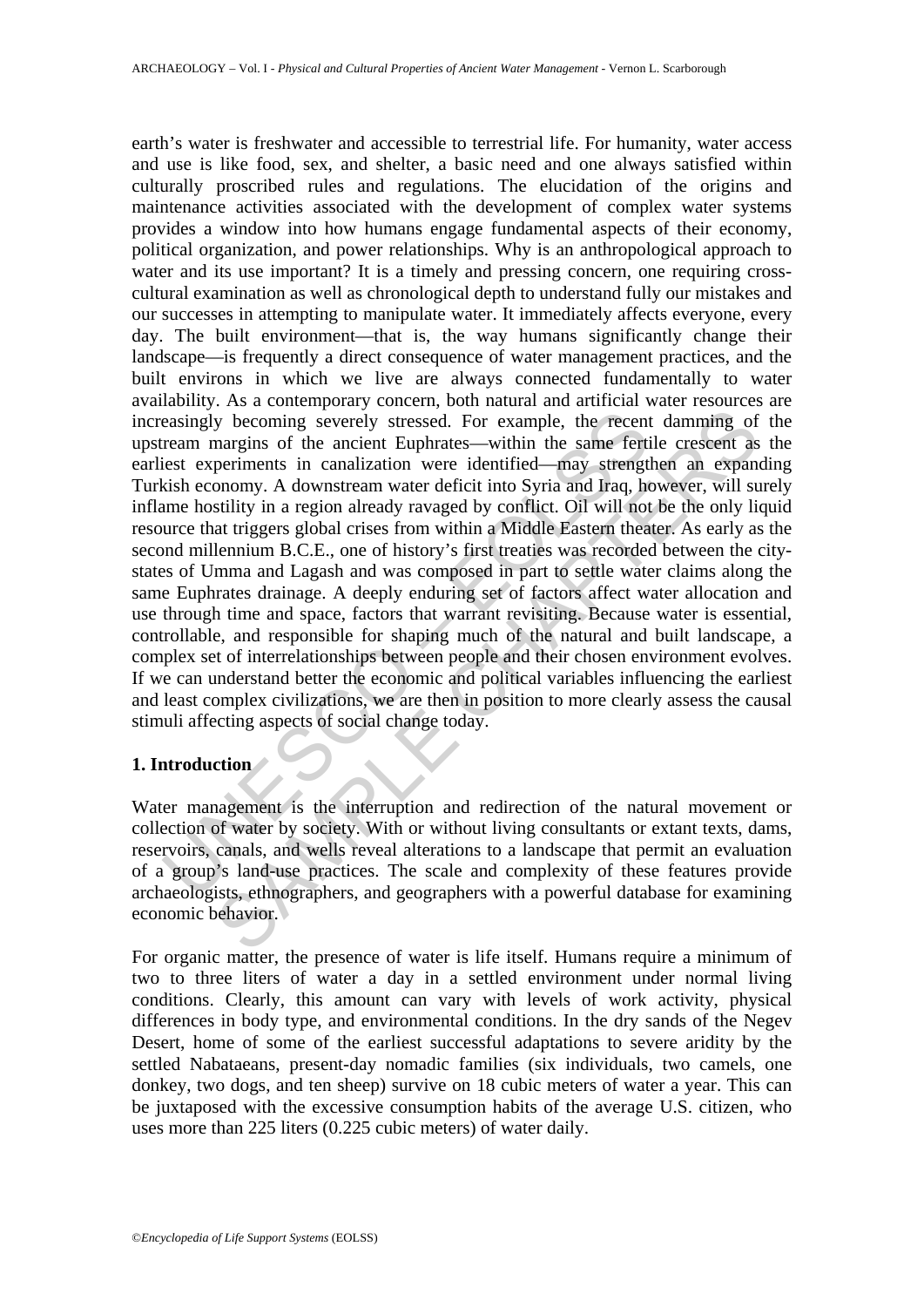earth's water is freshwater and accessible to terrestrial life. For humanity, water access and use is like food, sex, and shelter, a basic need and one always satisfied within culturally proscribed rules and regulations. The elucidation of the origins and maintenance activities associated with the development of complex water systems provides a window into how humans engage fundamental aspects of their economy, political organization, and power relationships. Why is an anthropological approach to water and its use important? It is a timely and pressing concern, one requiring cross-cultural examination as well as chronological depth to understand fully our mistakes and our successes in attempting to manipulate water. It immediately affects everyone, every day. The built environment—that is, the way humans significantly change their landscape—is frequently a direct consequence of water management practices, and the built environs in which we live are always connected fundamentally to water availability. As a contemporary concern, both natural and artificial water resources are increasingly becoming severely stressed. For example, the recent damming of the upstream margins of the ancient Euphrates—within the same fertile crescent as the earliest experiments in canalization were identified—may strengthen an expanding Turkish economy. A downstream water deficit into Syria and Iraq, however, will surely inflame hostility in a region already ravaged by conflict. Oil will not be the only liquid resource that triggers global crises from within a Middle Eastern theater. As early as the second millennium B.C.E., one of history's first treaties was recorded between the city-states of Umma and Lagash and was composed in part to settle water claims along the same Euphrates drainage. A deeply enduring set of factors affect water allocation and use through time and space, factors that warrant revisiting. Because water is essential, controllable, and responsible for shaping much of the natural and built landscape, a complex set of interrelationships between people and their chosen environment evolves. If we can understand better the economic and political variables influencing the earliest and least complex civilizations, we are then in position to more clearly assess the causal stimuli affecting aspects of social change today.

## 1. Introduction

Water management is the interruption and redirection of the natural movement or collection of water by society. With or without living consultants or extant texts, dams, reservoirs, canals, and wells reveal alterations to a landscape that permit an evaluation of a group's land-use practices. The scale and complexity of these features provide archaeologists, ethnographers, and geographers with a powerful database for examining economic behavior.

For organic matter, the presence of water is life itself. Humans require a minimum of two to three liters of water a day in a settled environment under normal living conditions. Clearly, this amount can vary with levels of work activity, physical differences in body type, and environmental conditions. In the dry sands of the Negev Desert, home of some of the earliest successful adaptations to severe aridity by the settled Nabataeans, present-day nomadic families (six individuals, two camels, one donkey, two dogs, and ten sheep) survive on 18 cubic meters of water a year. This can be juxtaposed with the excessive consumption habits of the average U.S. citizen, who uses more than 225 liters (0.225 cubic meters) of water daily.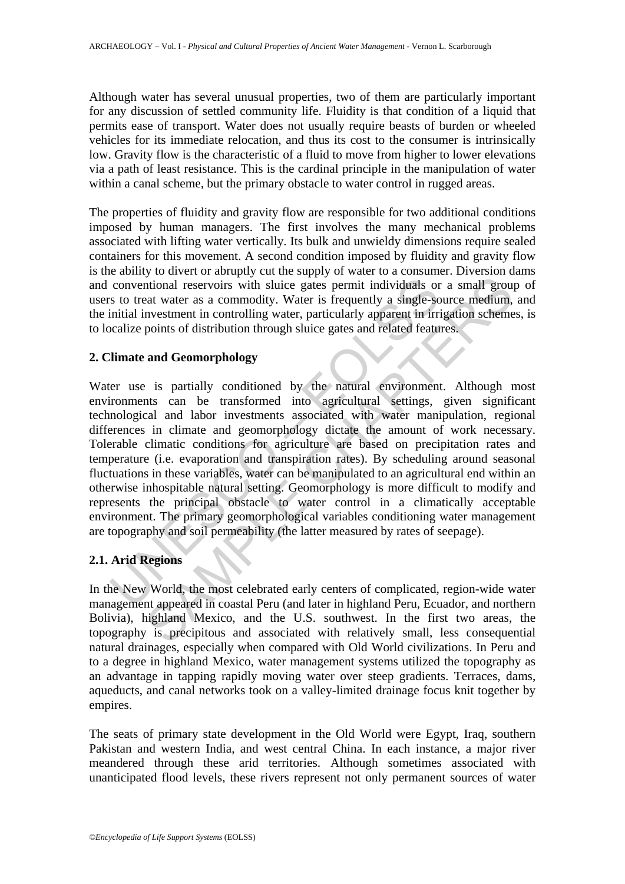Although water has several unusual properties, two of them are particularly important for any discussion of settled community life. Fluidity is that condition of a liquid that permits ease of transport. Water does not usually require beasts of burden or wheeled vehicles for its immediate relocation, and thus its cost to the consumer is intrinsically low. Gravity flow is the characteristic of a fluid to move from higher to lower elevations via a path of least resistance. This is the cardinal principle in the manipulation of water within a canal scheme, but the primary obstacle to water control in rugged areas.

The properties of fluidity and gravity flow are responsible for two additional conditions imposed by human managers. The first involves the many mechanical problems associated with lifting water vertically. Its bulk and unwieldy dimensions require sealed containers for this movement. A second condition imposed by fluidity and gravity flow is the ability to divert or abruptly cut the supply of water to a consumer. Diversion dams and conventional reservoirs with sluice gates permit individuals or a small group of users to treat water as a commodity. Water is frequently a single-source medium, and the initial investment in controlling water, particularly apparent in irrigation schemes, is to localize points of distribution through sluice gates and related features.

## 2. Climate and Geomorphology

Water use is partially conditioned by the natural environment. Although most environments can be transformed into agricultural settings, given significant technological and labor investments associated with water manipulation, regional differences in climate and geomorphology dictate the amount of work necessary. Tolerable climatic conditions for agriculture are based on precipitation rates and temperature (i.e. evaporation and transpiration rates). By scheduling around seasonal fluctuations in these variables, water can be manipulated to an agricultural end within an otherwise inhospitable natural setting. Geomorphology is more difficult to modify and represents the principal obstacle to water control in a climatically acceptable environment. The primary geomorphological variables conditioning water management are topography and soil permeability (the latter measured by rates of seepage).

### 2.1. Arid Regions

In the New World, the most celebrated early centers of complicated, region-wide water management appeared in coastal Peru (and later in highland Peru, Ecuador, and northern Bolivia), highland Mexico, and the U.S. southwest. In the first two areas, the topography is precipitous and associated with relatively small, less consequential natural drainages, especially when compared with Old World civilizations. In Peru and to a degree in highland Mexico, water management systems utilized the topography as an advantage in tapping rapidly moving water over steep gradients. Terraces, dams, aqueducts, and canal networks took on a valley-limited drainage focus knit together by empires.

The seats of primary state development in the Old World were Egypt, Iraq, southern Pakistan and western India, and west central China. In each instance, a major river meandered through these arid territories. Although sometimes associated with unanticipated flood levels, these rivers represent not only permanent sources of water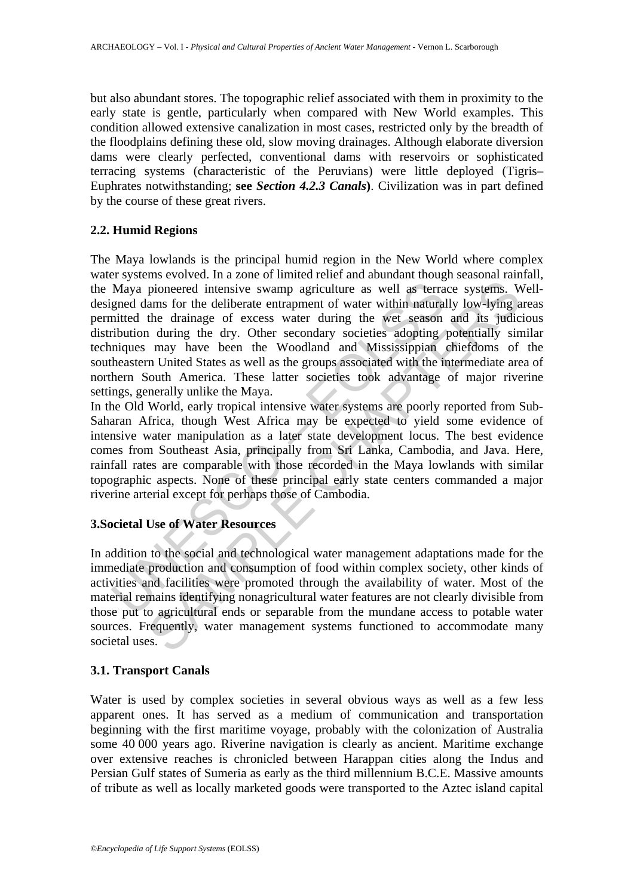but also abundant stores. The topographic relief associated with them in proximity to the early state is gentle, particularly when compared with New World examples. This condition allowed extensive canalization in most cases, restricted only by the breadth of the floodplains defining these old, slow moving drainages. Although elaborate diversion dams were clearly perfected, conventional dams with reservoirs or sophisticated terracing systems (characteristic of the Peruvians) were little deployed (Tigris–Euphrates notwithstanding; **see *Section 4.2.3 Canals***). Civilization was in part defined by the course of these great rivers.

## 2.2. Humid Regions

The Maya lowlands is the principal humid region in the New World where complex water systems evolved. In a zone of limited relief and abundant though seasonal rainfall, the Maya pioneered intensive swamp agriculture as well as terrace systems. Well-designed dams for the deliberate entrapment of water within naturally low-lying areas permitted the drainage of excess water during the wet season and its judicious distribution during the dry. Other secondary societies adopting potentially similar techniques may have been the Woodland and Mississippian chiefdoms of the southeastern United States as well as the groups associated with the intermediate area of northern South America. These latter societies took advantage of major riverine settings, generally unlike the Maya.

In the Old World, early tropical intensive water systems are poorly reported from Sub-Saharan Africa, though West Africa may be expected to yield some evidence of intensive water manipulation as a later state development locus. The best evidence comes from Southeast Asia, principally from Sri Lanka, Cambodia, and Java. Here, rainfall rates are comparable with those recorded in the Maya lowlands with similar topographic aspects. None of these principal early state centers commanded a major riverine arterial except for perhaps those of Cambodia.

# 3. Societal Use of Water Resources

In addition to the social and technological water management adaptations made for the immediate production and consumption of food within complex society, other kinds of activities and facilities were promoted through the availability of water. Most of the material remains identifying nonagricultural water features are not clearly divisible from those put to agricultural ends or separable from the mundane access to potable water sources. Frequently, water management systems functioned to accommodate many societal uses.

## 3.1. Transport Canals

Water is used by complex societies in several obvious ways as well as a few less apparent ones. It has served as a medium of communication and transportation beginning with the first maritime voyage, probably with the colonization of Australia some 40 000 years ago. Riverine navigation is clearly as ancient. Maritime exchange over extensive reaches is chronicled between Harappan cities along the Indus and Persian Gulf states of Sumeria as early as the third millennium B.C.E. Massive amounts of tribute as well as locally marketed goods were transported to the Aztec island capital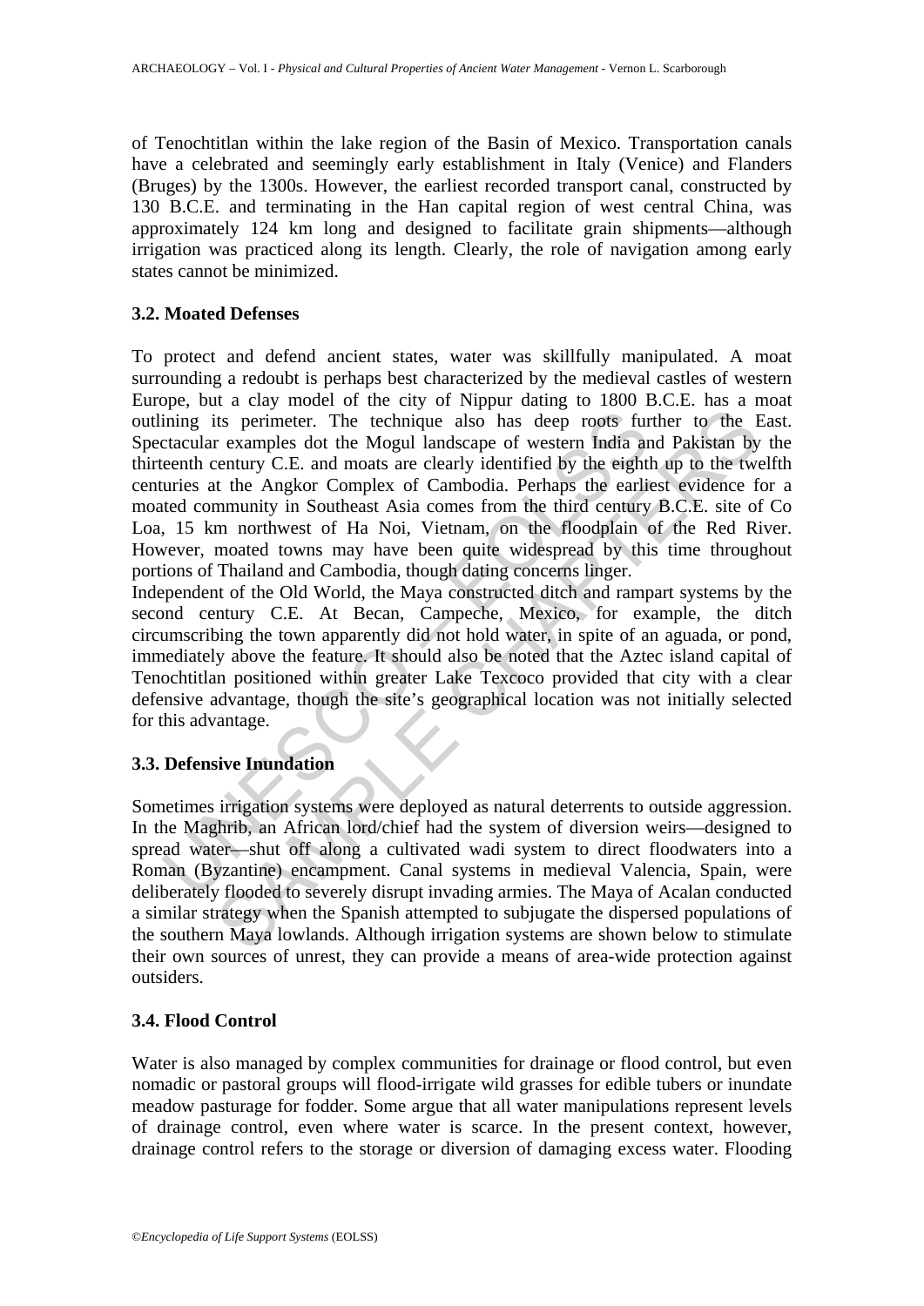of Tenochtitlan within the lake region of the Basin of Mexico. Transportation canals have a celebrated and seemingly early establishment in Italy (Venice) and Flanders (Bruges) by the 1300s. However, the earliest recorded transport canal, constructed by 130 B.C.E. and terminating in the Han capital region of west central China, was approximately 124 km long and designed to facilitate grain shipments—although irrigation was practiced along its length. Clearly, the role of navigation among early states cannot be minimized.

### 3.2. Moated Defenses

To protect and defend ancient states, water was skillfully manipulated. A moat surrounding a redoubt is perhaps best characterized by the medieval castles of western Europe, but a clay model of the city of Nippur dating to 1800 B.C.E. has a moat outlining its perimeter. The technique also has deep roots further to the East. Spectacular examples dot the Mogul landscape of western India and Pakistan by the thirteenth century C.E. and moats are clearly identified by the eighth up to the twelfth centuries at the Angkor Complex of Cambodia. Perhaps the earliest evidence for a moated community in Southeast Asia comes from the third century B.C.E. site of Co Loa, 15 km northwest of Ha Noi, Vietnam, on the floodplain of the Red River. However, moated towns may have been quite widespread by this time throughout portions of Thailand and Cambodia, though dating concerns linger.

Independent of the Old World, the Maya constructed ditch and rampart systems by the second century C.E. At Becan, Campeche, Mexico, for example, the ditch circumscribing the town apparently did not hold water, in spite of an aguada, or pond, immediately above the feature. It should also be noted that the Aztec island capital of Tenochtitlan positioned within greater Lake Texcoco provided that city with a clear defensive advantage, though the site's geographical location was not initially selected for this advantage.

### 3.3. Defensive Inundation

Sometimes irrigation systems were deployed as natural deterrents to outside aggression. In the Maghrib, an African lord/chief had the system of diversion weirs—designed to spread water—shut off along a cultivated wadi system to direct floodwaters into a Roman (Byzantine) encampment. Canal systems in medieval Valencia, Spain, were deliberately flooded to severely disrupt invading armies. The Maya of Acalan conducted a similar strategy when the Spanish attempted to subjugate the dispersed populations of the southern Maya lowlands. Although irrigation systems are shown below to stimulate their own sources of unrest, they can provide a means of area-wide protection against outsiders.

### 3.4. Flood Control

Water is also managed by complex communities for drainage or flood control, but even nomadic or pastoral groups will flood-irrigate wild grasses for edible tubers or inundate meadow pasturage for fodder. Some argue that all water manipulations represent levels of drainage control, even where water is scarce. In the present context, however, drainage control refers to the storage or diversion of damaging excess water. Flooding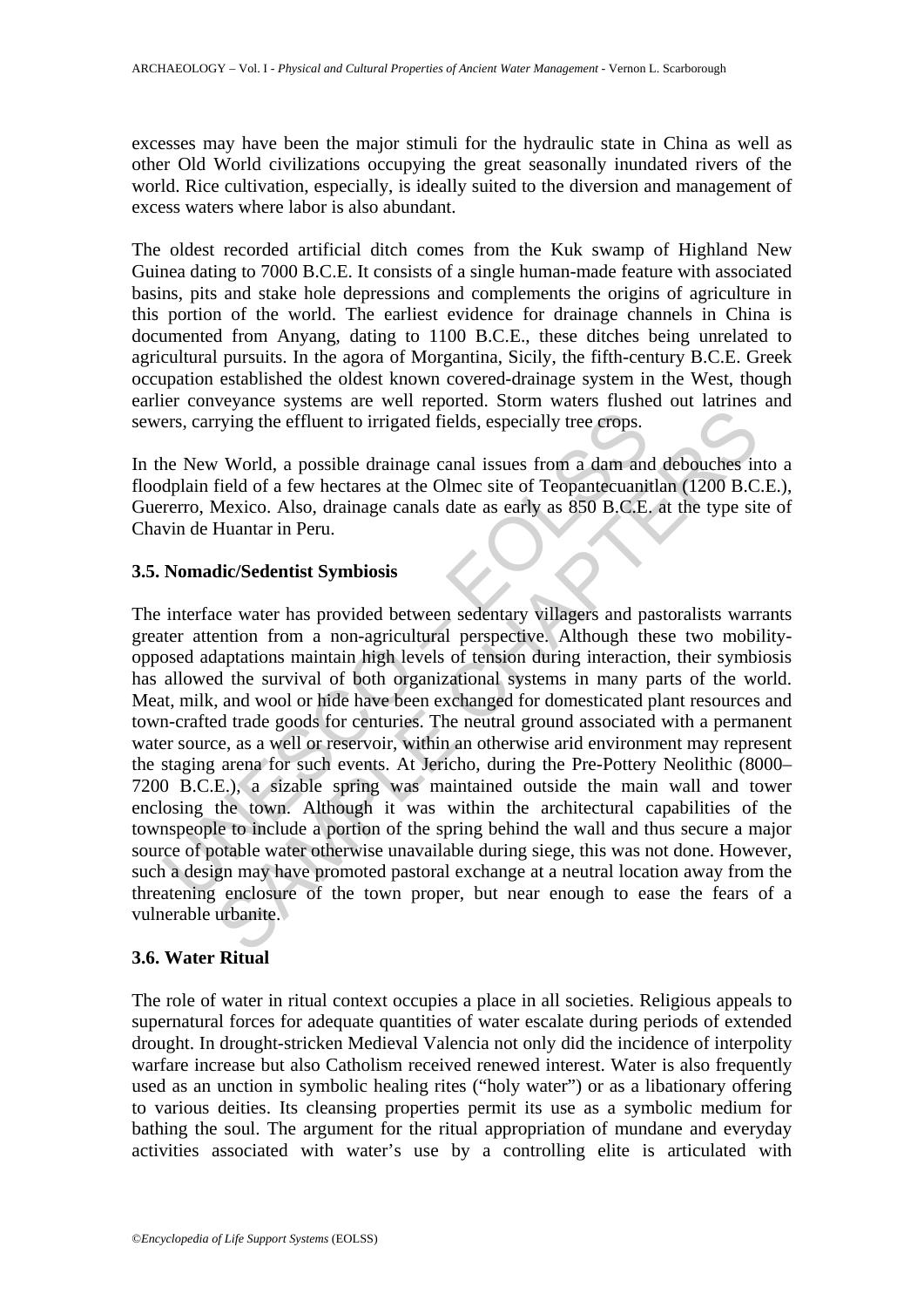excesses may have been the major stimuli for the hydraulic state in China as well as other Old World civilizations occupying the great seasonally inundated rivers of the world. Rice cultivation, especially, is ideally suited to the diversion and management of excess waters where labor is also abundant.

The oldest recorded artificial ditch comes from the Kuk swamp of Highland New Guinea dating to 7000 B.C.E. It consists of a single human-made feature with associated basins, pits and stake hole depressions and complements the origins of agriculture in this portion of the world. The earliest evidence for drainage channels in China is documented from Anyang, dating to 1100 B.C.E., these ditches being unrelated to agricultural pursuits. In the agora of Morgantina, Sicily, the fifth-century B.C.E. Greek occupation established the oldest known covered-drainage system in the West, though earlier conveyance systems are well reported. Storm waters flushed out latrines and sewers, carrying the effluent to irrigated fields, especially tree crops.

In the New World, a possible drainage canal issues from a dam and debouches into a floodplain field of a few hectares at the Olmec site of Teopantecuanitlan (1200 B.C.E.), Guererro, Mexico. Also, drainage canals date as early as 850 B.C.E. at the type site of Chavin de Huantar in Peru.

### 3.5. Nomadic/Sedentist Symbiosis

The interface water has provided between sedentary villagers and pastoralists warrants greater attention from a non-agricultural perspective. Although these two mobility-opposed adaptations maintain high levels of tension during interaction, their symbiosis has allowed the survival of both organizational systems in many parts of the world. Meat, milk, and wool or hide have been exchanged for domesticated plant resources and town-crafted trade goods for centuries. The neutral ground associated with a permanent water source, as a well or reservoir, within an otherwise arid environment may represent the staging arena for such events. At Jericho, during the Pre-Pottery Neolithic (8000–7200 B.C.E.), a sizable spring was maintained outside the main wall and tower enclosing the town. Although it was within the architectural capabilities of the townspeople to include a portion of the spring behind the wall and thus secure a major source of potable water otherwise unavailable during siege, this was not done. However, such a design may have promoted pastoral exchange at a neutral location away from the threatening enclosure of the town proper, but near enough to ease the fears of a vulnerable urbanite.

### 3.6. Water Ritual

The role of water in ritual context occupies a place in all societies. Religious appeals to supernatural forces for adequate quantities of water escalate during periods of extended drought. In drought-stricken Medieval Valencia not only did the incidence of interpolity warfare increase but also Catholism received renewed interest. Water is also frequently used as an unction in symbolic healing rites ("holy water") or as a libationary offering to various deities. Its cleansing properties permit its use as a symbolic medium for bathing the soul. The argument for the ritual appropriation of mundane and everyday activities associated with water's use by a controlling elite is articulated with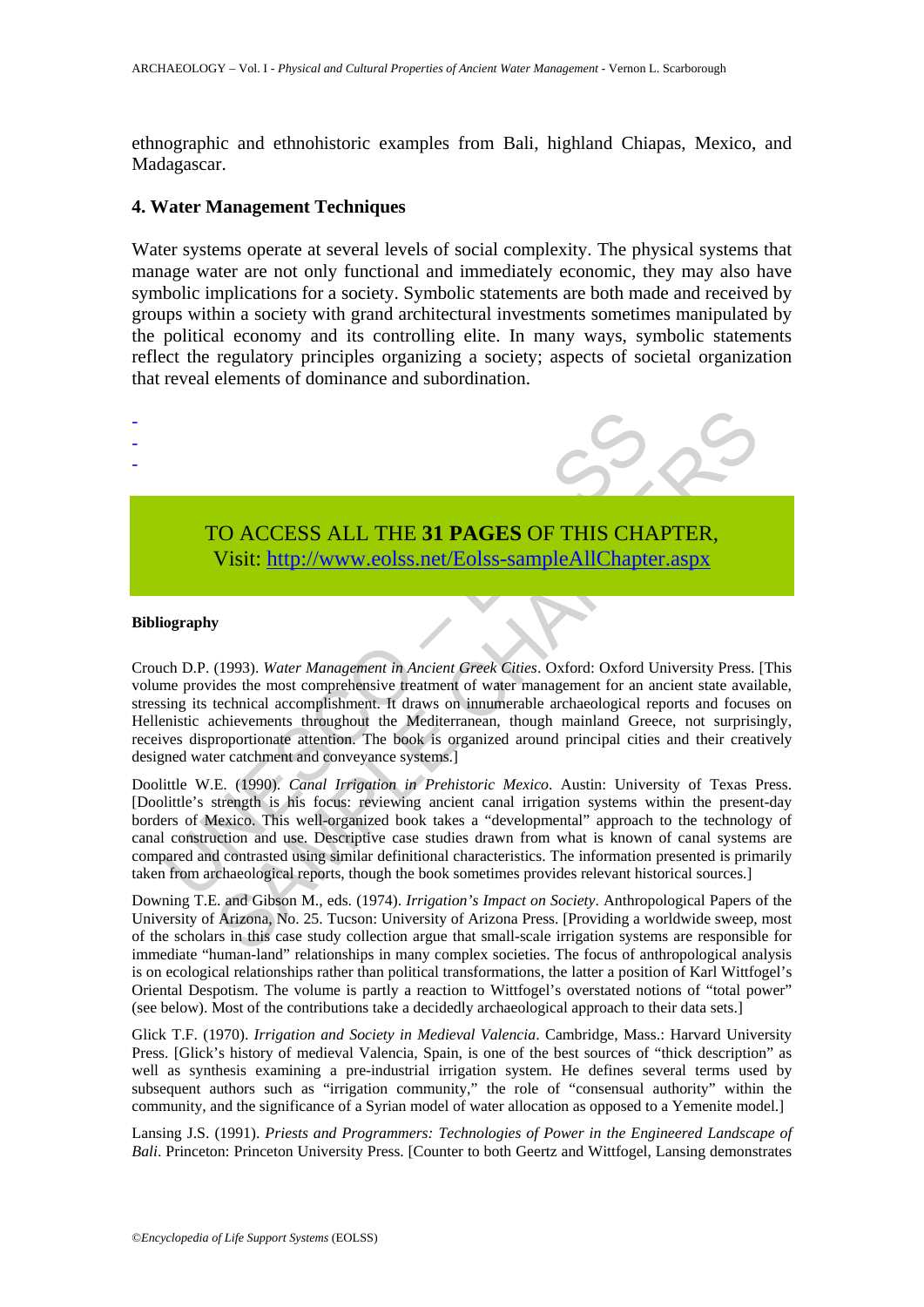ethnographic and ethnohistoric examples from Bali, highland Chiapas, Mexico, and Madagascar.

## 4. Water Management Techniques

Water systems operate at several levels of social complexity. The physical systems that manage water are not only functional and immediately economic, they may also have symbolic implications for a society. Symbolic statements are both made and received by groups within a society with grand architectural investments sometimes manipulated by the political economy and its controlling elite. In many ways, symbolic statements reflect the regulatory principles organizing a society; aspects of societal organization that reveal elements of dominance and subordination.

-
-
-

TO ACCESS ALL THE **31 PAGES** OF THIS CHAPTER,
Visit: http://www.eolss.net/Eolss-sampleAllChapter.aspx

### Bibliography

Crouch D.P. (1993). *Water Management in Ancient Greek Cities*. Oxford: Oxford University Press. [This volume provides the most comprehensive treatment of water management for an ancient state available, stressing its technical accomplishment. It draws on innumerable archaeological reports and focuses on Hellenistic achievements throughout the Mediterranean, though mainland Greece, not surprisingly, receives disproportionate attention. The book is organized around principal cities and their creatively designed water catchment and conveyance systems.]

Doolittle W.E. (1990). *Canal Irrigation in Prehistoric Mexico*. Austin: University of Texas Press. [Doolittle's strength is his focus: reviewing ancient canal irrigation systems within the present-day borders of Mexico. This well-organized book takes a "developmental" approach to the technology of canal construction and use. Descriptive case studies drawn from what is known of canal systems are compared and contrasted using similar definitional characteristics. The information presented is primarily taken from archaeological reports, though the book sometimes provides relevant historical sources.]

Downing T.E. and Gibson M., eds. (1974). *Irrigation's Impact on Society*. Anthropological Papers of the University of Arizona, No. 25. Tucson: University of Arizona Press. [Providing a worldwide sweep, most of the scholars in this case study collection argue that small-scale irrigation systems are responsible for immediate "human-land" relationships in many complex societies. The focus of anthropological analysis is on ecological relationships rather than political transformations, the latter a position of Karl Wittfogel's Oriental Despotism. The volume is partly a reaction to Wittfogel's overstated notions of "total power" (see below). Most of the contributions take a decidedly archaeological approach to their data sets.]

Glick T.F. (1970). *Irrigation and Society in Medieval Valencia*. Cambridge, Mass.: Harvard University Press. [Glick's history of medieval Valencia, Spain, is one of the best sources of "thick description" as well as synthesis examining a pre-industrial irrigation system. He defines several terms used by subsequent authors such as "irrigation community," the role of "consensual authority" within the community, and the significance of a Syrian model of water allocation as opposed to a Yemenite model.]

Lansing J.S. (1991). *Priests and Programmers: Technologies of Power in the Engineered Landscape of Bali*. Princeton: Princeton University Press. [Counter to both Geertz and Wittfogel, Lansing demonstrates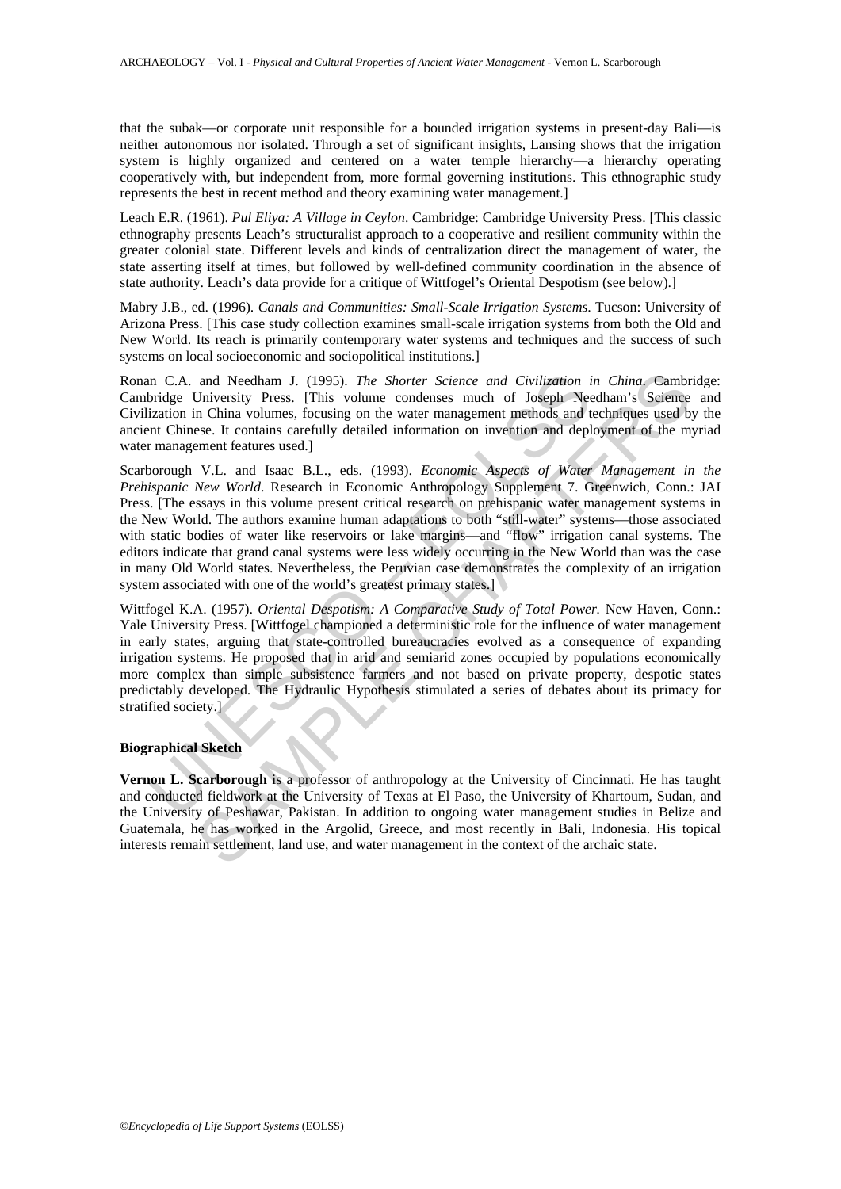that the subak—or corporate unit responsible for a bounded irrigation systems in present-day Bali—is neither autonomous nor isolated. Through a set of significant insights, Lansing shows that the irrigation system is highly organized and centered on a water temple hierarchy—a hierarchy operating cooperatively with, but independent from, more formal governing institutions. This ethnographic study represents the best in recent method and theory examining water management.]

Leach E.R. (1961). *Pul Eliya: A Village in Ceylon*. Cambridge: Cambridge University Press. [This classic ethnography presents Leach's structuralist approach to a cooperative and resilient community within the greater colonial state. Different levels and kinds of centralization direct the management of water, the state asserting itself at times, but followed by well-defined community coordination in the absence of state authority. Leach's data provide for a critique of Wittfogel's Oriental Despotism (see below).]

Mabry J.B., ed. (1996). *Canals and Communities: Small-Scale Irrigation Systems*. Tucson: University of Arizona Press. [This case study collection examines small-scale irrigation systems from both the Old and New World. Its reach is primarily contemporary water systems and techniques and the success of such systems on local socioeconomic and sociopolitical institutions.]

Ronan C.A. and Needham J. (1995). *The Shorter Science and Civilization in China*. Cambridge: Cambridge University Press. [This volume condenses much of Joseph Needham's Science and Civilization in China volumes, focusing on the water management methods and techniques used by the ancient Chinese. It contains carefully detailed information on invention and deployment of the myriad water management features used.]

Scarborough V.L. and Isaac B.L., eds. (1993). *Economic Aspects of Water Management in the Prehispanic New World*. Research in Economic Anthropology Supplement 7. Greenwich, Conn.: JAI Press. [The essays in this volume present critical research on prehispanic water management systems in the New World. The authors examine human adaptations to both "still-water" systems—those associated with static bodies of water like reservoirs or lake margins—and "flow" irrigation canal systems. The editors indicate that grand canal systems were less widely occurring in the New World than was the case in many Old World states. Nevertheless, the Peruvian case demonstrates the complexity of an irrigation system associated with one of the world's greatest primary states.]

Wittfogel K.A. (1957). *Oriental Despotism: A Comparative Study of Total Power*. New Haven, Conn.: Yale University Press. [Wittfogel championed a deterministic role for the influence of water management in early states, arguing that state-controlled bureaucracies evolved as a consequence of expanding irrigation systems. He proposed that in arid and semiarid zones occupied by populations economically more complex than simple subsistence farmers and not based on private property, despotic states predictably developed. The Hydraulic Hypothesis stimulated a series of debates about its primacy for stratified society.]

## Biographical Sketch

**Vernon L. Scarborough** is a professor of anthropology at the University of Cincinnati. He has taught and conducted fieldwork at the University of Texas at El Paso, the University of Khartoum, Sudan, and the University of Peshawar, Pakistan. In addition to ongoing water management studies in Belize and Guatemala, he has worked in the Argolid, Greece, and most recently in Bali, Indonesia. His topical interests remain settlement, land use, and water management in the context of the archaic state.